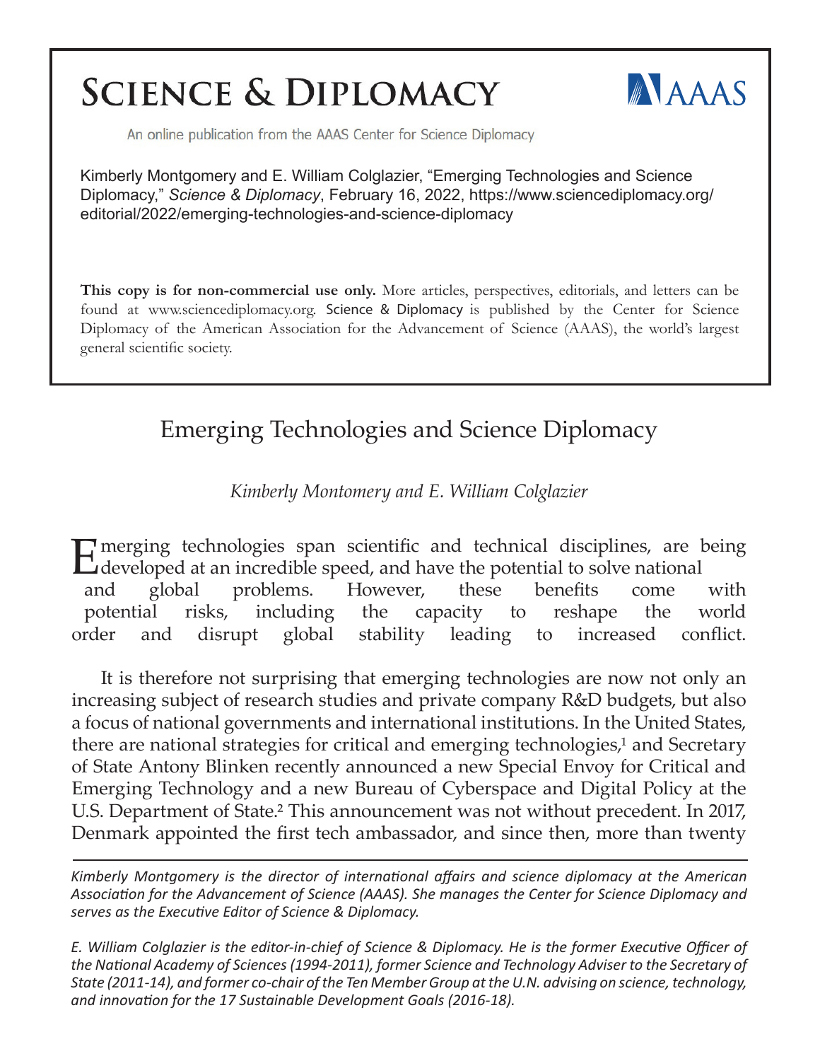# SCIENCE & DIPLOMACY

AAAS

An online publication from the AAAS Center for Science Diplomacy

Kimberly Montgomery and E. William Colglazier, "Emerging Technologies and Science Diplomacy," *Science & Diplomacy*, February 16, 2022, https://www.sciencediplomacy.org/editorial/2022/emerging-technologies-and-science-diplomacy

**This copy is for non-commercial use only.** More articles, perspectives, editorials, and letters can be found at www.sciencediplomacy.org. Science & Diplomacy is published by the Center for Science Diplomacy of the American Association for the Advancement of Science (AAAS), the world's largest general scientific society.

## Emerging Technologies and Science Diplomacy

*Kimberly Montomery and E. William Colglazier*

Emerging technologies span scientific and technical disciplines, are being developed at an incredible speed, and have the potential to solve national and global problems. However, these benefits come with potential risks, including the capacity to reshape the world order and disrupt global stability leading to increased conflict.

It is therefore not surprising that emerging technologies are now not only an increasing subject of research studies and private company R&D budgets, but also a focus of national governments and international institutions. In the United States, there are national strategies for critical and emerging technologies,[1] and Secretary of State Antony Blinken recently announced a new Special Envoy for Critical and Emerging Technology and a new Bureau of Cyberspace and Digital Policy at the U.S. Department of State.[2] This announcement was not without precedent. In 2017, Denmark appointed the first tech ambassador, and since then, more than twenty

*Kimberly Montgomery is the director of international affairs and science diplomacy at the American Association for the Advancement of Science (AAAS). She manages the Center for Science Diplomacy and serves as the Executive Editor of Science & Diplomacy.*

*E. William Colglazier is the editor-in-chief of Science & Diplomacy. He is the former Executive Officer of the National Academy of Sciences (1994-2011), former Science and Technology Adviser to the Secretary of State (2011-14), and former co-chair of the Ten Member Group at the U.N. advising on science, technology, and innovation for the 17 Sustainable Development Goals (2016-18).*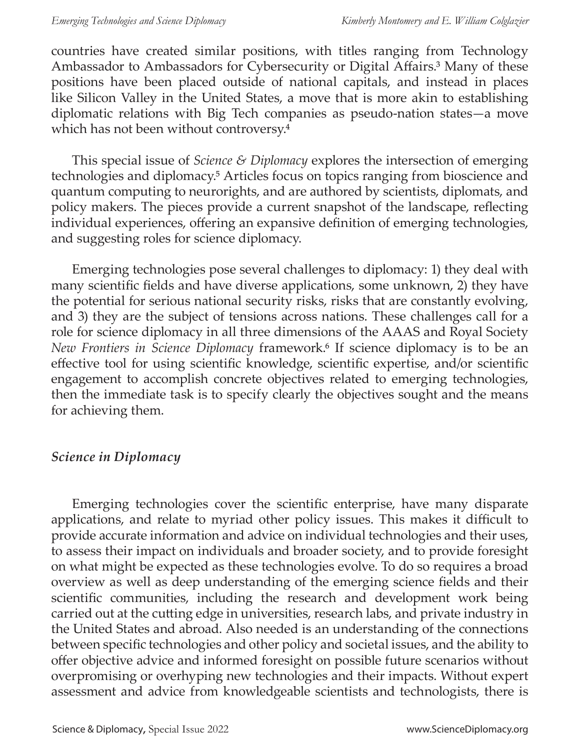countries have created similar positions, with titles ranging from Technology Ambassador to Ambassadors for Cybersecurity or Digital Affairs.[3] Many of these positions have been placed outside of national capitals, and instead in places like Silicon Valley in the United States, a move that is more akin to establishing diplomatic relations with Big Tech companies as pseudo-nation states—a move which has not been without controversy.[4]

This special issue of *Science & Diplomacy* explores the intersection of emerging technologies and diplomacy.[5] Articles focus on topics ranging from bioscience and quantum computing to neurorights, and are authored by scientists, diplomats, and policy makers. The pieces provide a current snapshot of the landscape, reflecting individual experiences, offering an expansive definition of emerging technologies, and suggesting roles for science diplomacy.

Emerging technologies pose several challenges to diplomacy: 1) they deal with many scientific fields and have diverse applications, some unknown, 2) they have the potential for serious national security risks, risks that are constantly evolving, and 3) they are the subject of tensions across nations. These challenges call for a role for science diplomacy in all three dimensions of the AAAS and Royal Society *New Frontiers in Science Diplomacy* framework.[6] If science diplomacy is to be an effective tool for using scientific knowledge, scientific expertise, and/or scientific engagement to accomplish concrete objectives related to emerging technologies, then the immediate task is to specify clearly the objectives sought and the means for achieving them.

## *Science in Diplomacy*

Emerging technologies cover the scientific enterprise, have many disparate applications, and relate to myriad other policy issues. This makes it difficult to provide accurate information and advice on individual technologies and their uses, to assess their impact on individuals and broader society, and to provide foresight on what might be expected as these technologies evolve. To do so requires a broad overview as well as deep understanding of the emerging science fields and their scientific communities, including the research and development work being carried out at the cutting edge in universities, research labs, and private industry in the United States and abroad. Also needed is an understanding of the connections between specific technologies and other policy and societal issues, and the ability to offer objective advice and informed foresight on possible future scenarios without overpromising or overhyping new technologies and their impacts. Without expert assessment and advice from knowledgeable scientists and technologists, there is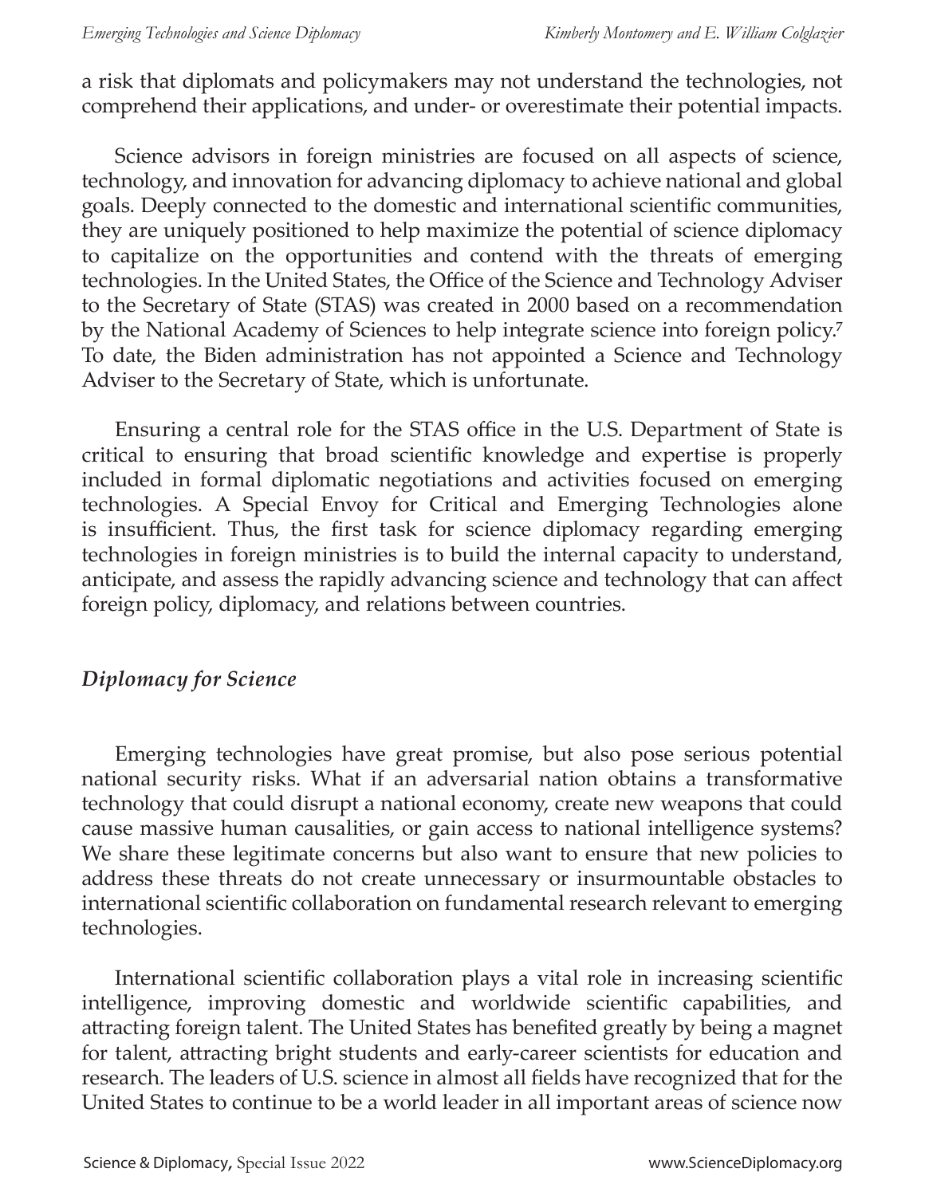a risk that diplomats and policymakers may not understand the technologies, not comprehend their applications, and under- or overestimate their potential impacts.

Science advisors in foreign ministries are focused on all aspects of science, technology, and innovation for advancing diplomacy to achieve national and global goals. Deeply connected to the domestic and international scientific communities, they are uniquely positioned to help maximize the potential of science diplomacy to capitalize on the opportunities and contend with the threats of emerging technologies. In the United States, the Office of the Science and Technology Adviser to the Secretary of State (STAS) was created in 2000 based on a recommendation by the National Academy of Sciences to help integrate science into foreign policy.[7] To date, the Biden administration has not appointed a Science and Technology Adviser to the Secretary of State, which is unfortunate.

Ensuring a central role for the STAS office in the U.S. Department of State is critical to ensuring that broad scientific knowledge and expertise is properly included in formal diplomatic negotiations and activities focused on emerging technologies. A Special Envoy for Critical and Emerging Technologies alone is insufficient. Thus, the first task for science diplomacy regarding emerging technologies in foreign ministries is to build the internal capacity to understand, anticipate, and assess the rapidly advancing science and technology that can affect foreign policy, diplomacy, and relations between countries.

## *Diplomacy for Science*

Emerging technologies have great promise, but also pose serious potential national security risks. What if an adversarial nation obtains a transformative technology that could disrupt a national economy, create new weapons that could cause massive human causalities, or gain access to national intelligence systems? We share these legitimate concerns but also want to ensure that new policies to address these threats do not create unnecessary or insurmountable obstacles to international scientific collaboration on fundamental research relevant to emerging technologies.

International scientific collaboration plays a vital role in increasing scientific intelligence, improving domestic and worldwide scientific capabilities, and attracting foreign talent. The United States has benefited greatly by being a magnet for talent, attracting bright students and early-career scientists for education and research. The leaders of U.S. science in almost all fields have recognized that for the United States to continue to be a world leader in all important areas of science now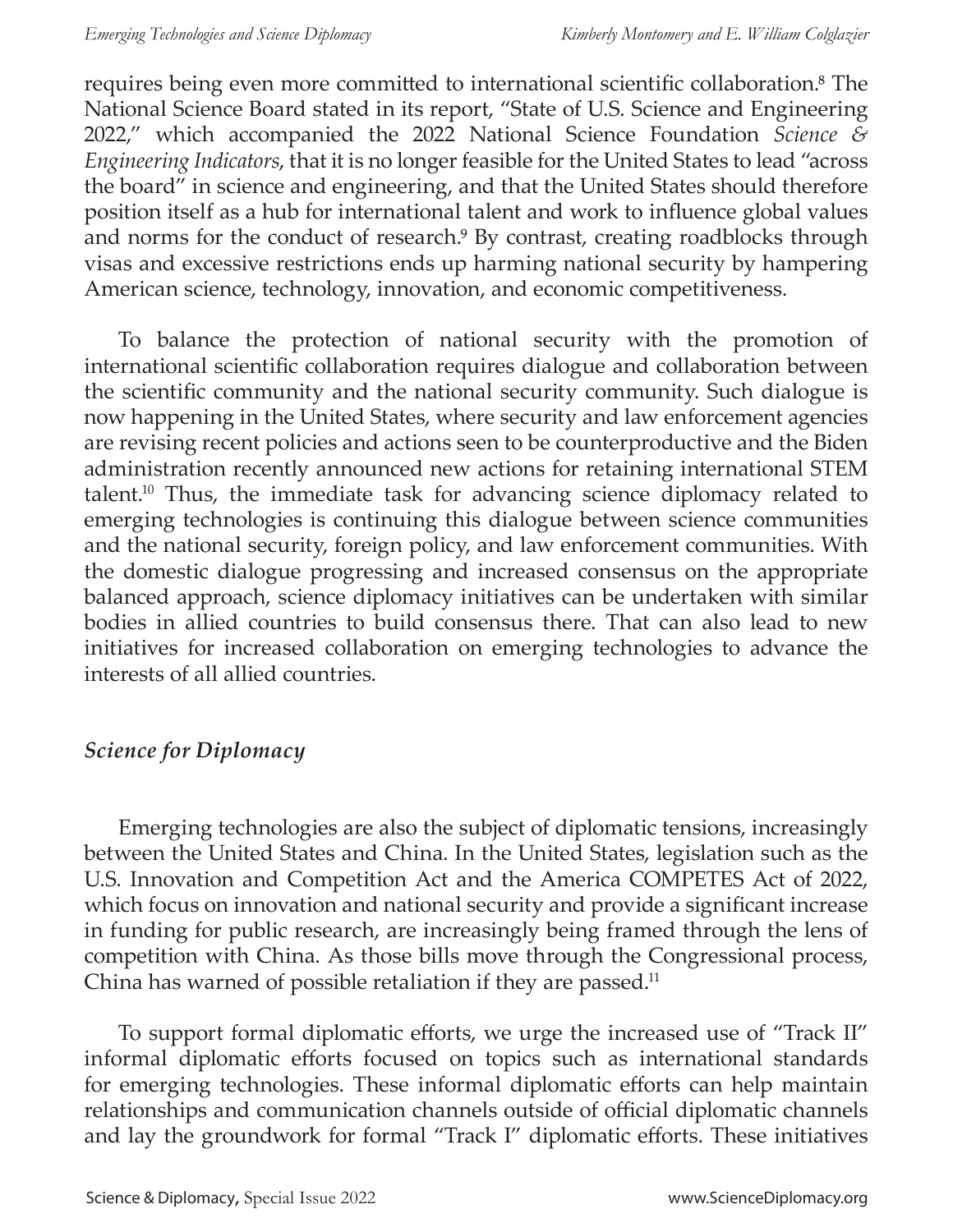requires being even more committed to international scientific collaboration.[8] The National Science Board stated in its report, "State of U.S. Science and Engineering 2022," which accompanied the 2022 National Science Foundation *Science & Engineering Indicators*, that it is no longer feasible for the United States to lead "across the board" in science and engineering, and that the United States should therefore position itself as a hub for international talent and work to influence global values and norms for the conduct of research.[9] By contrast, creating roadblocks through visas and excessive restrictions ends up harming national security by hampering American science, technology, innovation, and economic competitiveness.

To balance the protection of national security with the promotion of international scientific collaboration requires dialogue and collaboration between the scientific community and the national security community. Such dialogue is now happening in the United States, where security and law enforcement agencies are revising recent policies and actions seen to be counterproductive and the Biden administration recently announced new actions for retaining international STEM talent.[10] Thus, the immediate task for advancing science diplomacy related to emerging technologies is continuing this dialogue between science communities and the national security, foreign policy, and law enforcement communities. With the domestic dialogue progressing and increased consensus on the appropriate balanced approach, science diplomacy initiatives can be undertaken with similar bodies in allied countries to build consensus there. That can also lead to new initiatives for increased collaboration on emerging technologies to advance the interests of all allied countries.

### *Science for Diplomacy*

Emerging technologies are also the subject of diplomatic tensions, increasingly between the United States and China. In the United States, legislation such as the U.S. Innovation and Competition Act and the America COMPETES Act of 2022, which focus on innovation and national security and provide a significant increase in funding for public research, are increasingly being framed through the lens of competition with China. As those bills move through the Congressional process, China has warned of possible retaliation if they are passed.[11]

To support formal diplomatic efforts, we urge the increased use of "Track II" informal diplomatic efforts focused on topics such as international standards for emerging technologies. These informal diplomatic efforts can help maintain relationships and communication channels outside of official diplomatic channels and lay the groundwork for formal "Track I" diplomatic efforts. These initiatives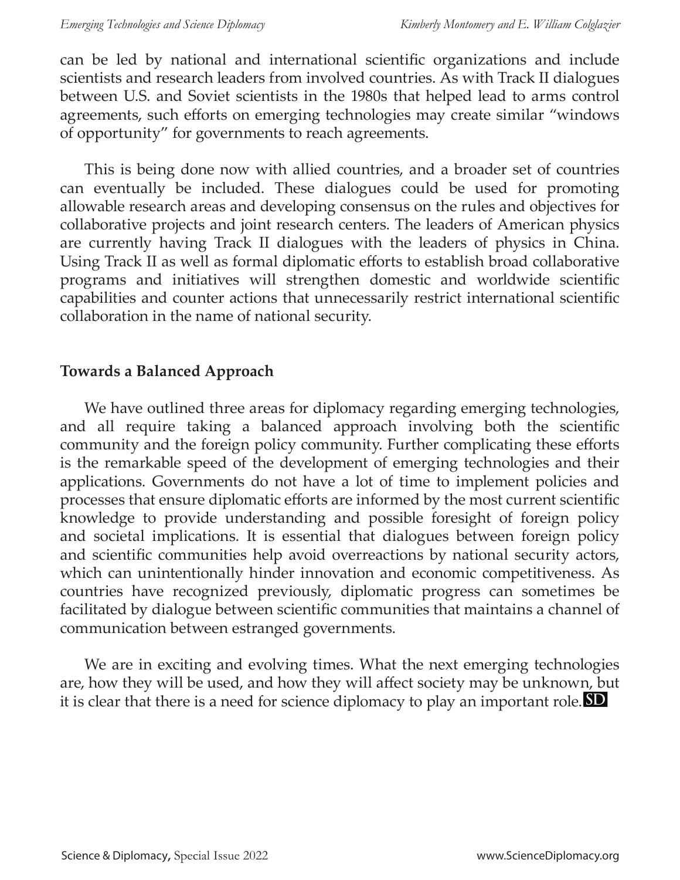can be led by national and international scientific organizations and include scientists and research leaders from involved countries. As with Track II dialogues between U.S. and Soviet scientists in the 1980s that helped lead to arms control agreements, such efforts on emerging technologies may create similar "windows of opportunity" for governments to reach agreements.

This is being done now with allied countries, and a broader set of countries can eventually be included. These dialogues could be used for promoting allowable research areas and developing consensus on the rules and objectives for collaborative projects and joint research centers. The leaders of American physics are currently having Track II dialogues with the leaders of physics in China. Using Track II as well as formal diplomatic efforts to establish broad collaborative programs and initiatives will strengthen domestic and worldwide scientific capabilities and counter actions that unnecessarily restrict international scientific collaboration in the name of national security.

## Towards a Balanced Approach

We have outlined three areas for diplomacy regarding emerging technologies, and all require taking a balanced approach involving both the scientific community and the foreign policy community. Further complicating these efforts is the remarkable speed of the development of emerging technologies and their applications. Governments do not have a lot of time to implement policies and processes that ensure diplomatic efforts are informed by the most current scientific knowledge to provide understanding and possible foresight of foreign policy and societal implications. It is essential that dialogues between foreign policy and scientific communities help avoid overreactions by national security actors, which can unintentionally hinder innovation and economic competitiveness. As countries have recognized previously, diplomatic progress can sometimes be facilitated by dialogue between scientific communities that maintains a channel of communication between estranged governments.

We are in exciting and evolving times. What the next emerging technologies are, how they will be used, and how they will affect society may be unknown, but it is clear that there is a need for science diplomacy to play an important role. SD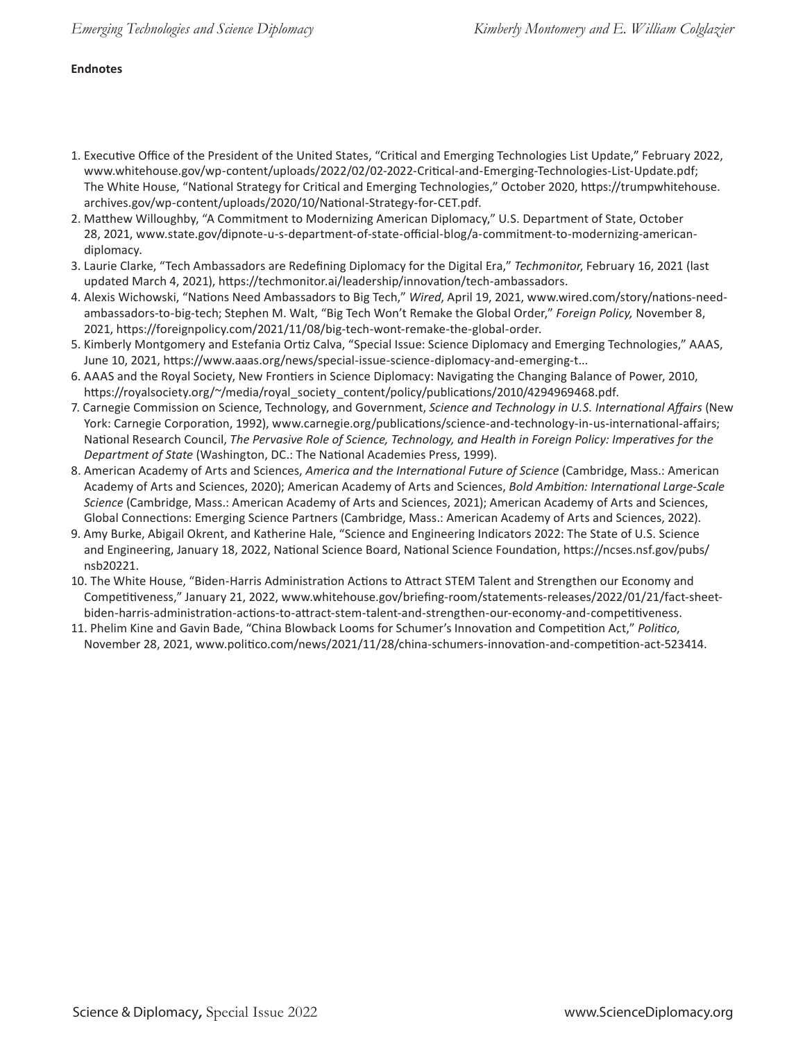**Endnotes**

1. Executive Office of the President of the United States, "Critical and Emerging Technologies List Update," February 2022, www.whitehouse.gov/wp-content/uploads/2022/02/02-2022-Critical-and-Emerging-Technologies-List-Update.pdf; The White House, "National Strategy for Critical and Emerging Technologies," October 2020, https://trumpwhitehouse.archives.gov/wp-content/uploads/2020/10/National-Strategy-for-CET.pdf.
2. Matthew Willoughby, "A Commitment to Modernizing American Diplomacy," U.S. Department of State, October 28, 2021, www.state.gov/dipnote-u-s-department-of-state-official-blog/a-commitment-to-modernizing-american-diplomacy.
3. Laurie Clarke, "Tech Ambassadors are Redefining Diplomacy for the Digital Era," *Techmonitor*, February 16, 2021 (last updated March 4, 2021), https://techmonitor.ai/leadership/innovation/tech-ambassadors.
4. Alexis Wichowski, "Nations Need Ambassadors to Big Tech," *Wired*, April 19, 2021, www.wired.com/story/nations-need-ambassadors-to-big-tech; Stephen M. Walt, "Big Tech Won't Remake the Global Order," *Foreign Policy,* November 8, 2021, https://foreignpolicy.com/2021/11/08/big-tech-wont-remake-the-global-order.
5. Kimberly Montgomery and Estefania Ortiz Calva, "Special Issue: Science Diplomacy and Emerging Technologies," AAAS, June 10, 2021, https://www.aaas.org/news/special-issue-science-diplomacy-and-emerging-t...
6. AAAS and the Royal Society, New Frontiers in Science Diplomacy: Navigating the Changing Balance of Power, 2010, https://royalsociety.org/~/media/royal_society_content/policy/publications/2010/4294969468.pdf.
7. Carnegie Commission on Science, Technology, and Government, *Science and Technology in U.S. International Affairs* (New York: Carnegie Corporation, 1992), www.carnegie.org/publications/science-and-technology-in-us-international-affairs; National Research Council, *The Pervasive Role of Science, Technology, and Health in Foreign Policy: Imperatives for the Department of State* (Washington, DC.: The National Academies Press, 1999).
8. American Academy of Arts and Sciences, *America and the International Future of Science* (Cambridge, Mass.: American Academy of Arts and Sciences, 2020); American Academy of Arts and Sciences, *Bold Ambition: International Large-Scale Science* (Cambridge, Mass.: American Academy of Arts and Sciences, 2021); American Academy of Arts and Sciences, Global Connections: Emerging Science Partners (Cambridge, Mass.: American Academy of Arts and Sciences, 2022).
9. Amy Burke, Abigail Okrent, and Katherine Hale, "Science and Engineering Indicators 2022: The State of U.S. Science and Engineering, January 18, 2022, National Science Board, National Science Foundation, https://ncses.nsf.gov/pubs/nsb20221.
10. The White House, "Biden-Harris Administration Actions to Attract STEM Talent and Strengthen our Economy and Competitiveness," January 21, 2022, www.whitehouse.gov/briefing-room/statements-releases/2022/01/21/fact-sheet-biden-harris-administration-actions-to-attract-stem-talent-and-strengthen-our-economy-and-competitiveness.
11. Phelim Kine and Gavin Bade, "China Blowback Looms for Schumer's Innovation and Competition Act," *Politico*, November 28, 2021, www.politico.com/news/2021/11/28/china-schumers-innovation-and-competition-act-523414.